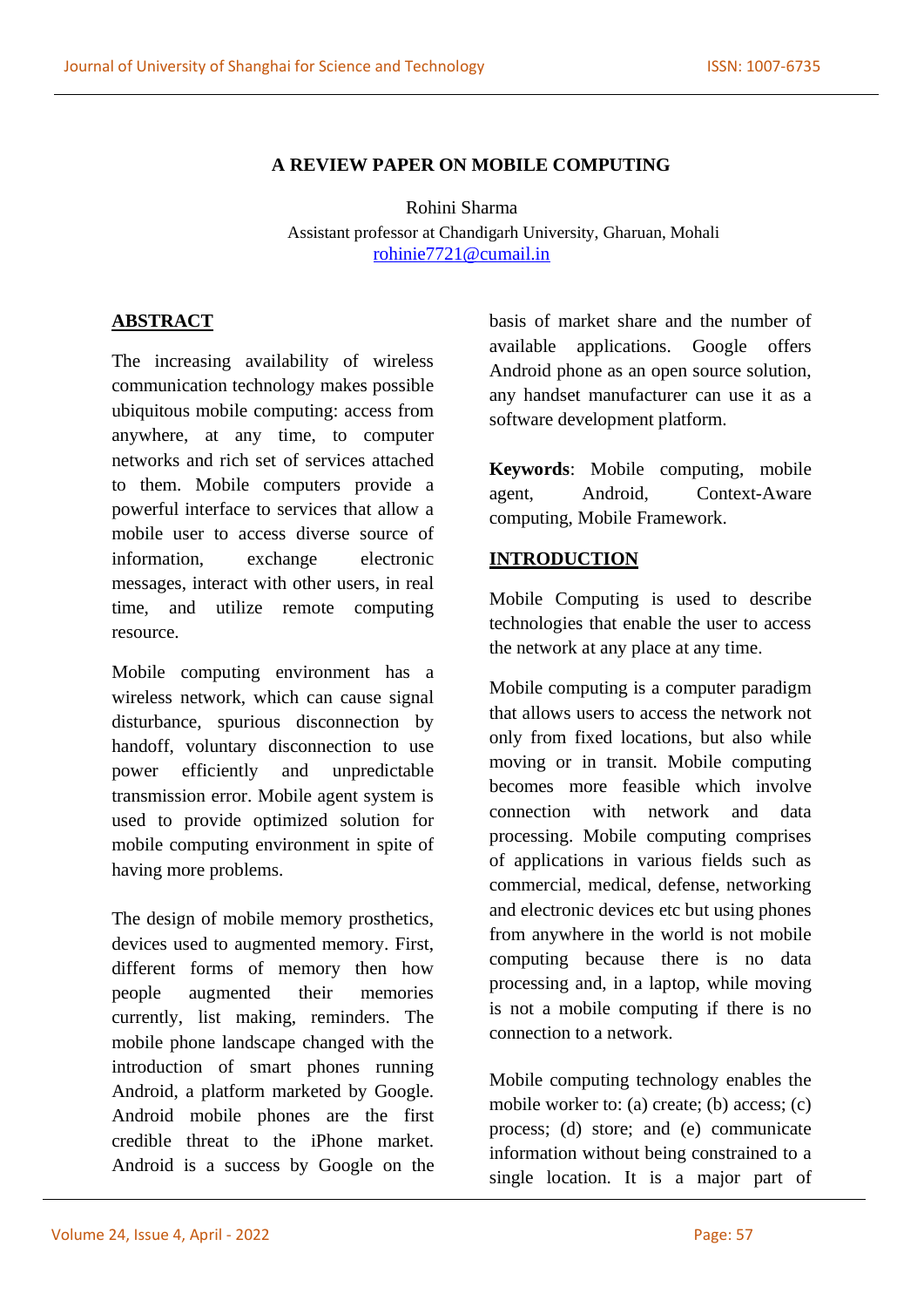# A REVIEW PAPER ON MOBILE COMPUTING

Rohini Sharma

Assistant professor at Chandigarh University, Gharuan, Mohali

rohinie7721@cumail.in

## ABSTRACT

The increasing availability of wireless communication technology makes possible ubiquitous mobile computing: access from anywhere, at any time, to computer networks and rich set of services attached to them. Mobile computers provide a powerful interface to services that allow a mobile user to access diverse source of information, exchange electronic messages, interact with other users, in real time, and utilize remote computing resource.

Mobile computing environment has a wireless network, which can cause signal disturbance, spurious disconnection by handoff, voluntary disconnection to use power efficiently and unpredictable transmission error. Mobile agent system is used to provide optimized solution for mobile computing environment in spite of having more problems.

The design of mobile memory prosthetics, devices used to augmented memory. First, different forms of memory then how people augmented their memories currently, list making, reminders. The mobile phone landscape changed with the introduction of smart phones running Android, a platform marketed by Google. Android mobile phones are the first credible threat to the iPhone market. Android is a success by Google on the basis of market share and the number of available applications. Google offers Android phone as an open source solution, any handset manufacturer can use it as a software development platform.

**Keywords**: Mobile computing, mobile agent, Android, Context-Aware computing, Mobile Framework.

## INTRODUCTION

Mobile Computing is used to describe technologies that enable the user to access the network at any place at any time.

Mobile computing is a computer paradigm that allows users to access the network not only from fixed locations, but also while moving or in transit. Mobile computing becomes more feasible which involve connection with network and data processing. Mobile computing comprises of applications in various fields such as commercial, medical, defense, networking and electronic devices etc but using phones from anywhere in the world is not mobile computing because there is no data processing and, in a laptop, while moving is not a mobile computing if there is no connection to a network.

Mobile computing technology enables the mobile worker to: (a) create; (b) access; (c) process; (d) store; and (e) communicate information without being constrained to a single location. It is a major part of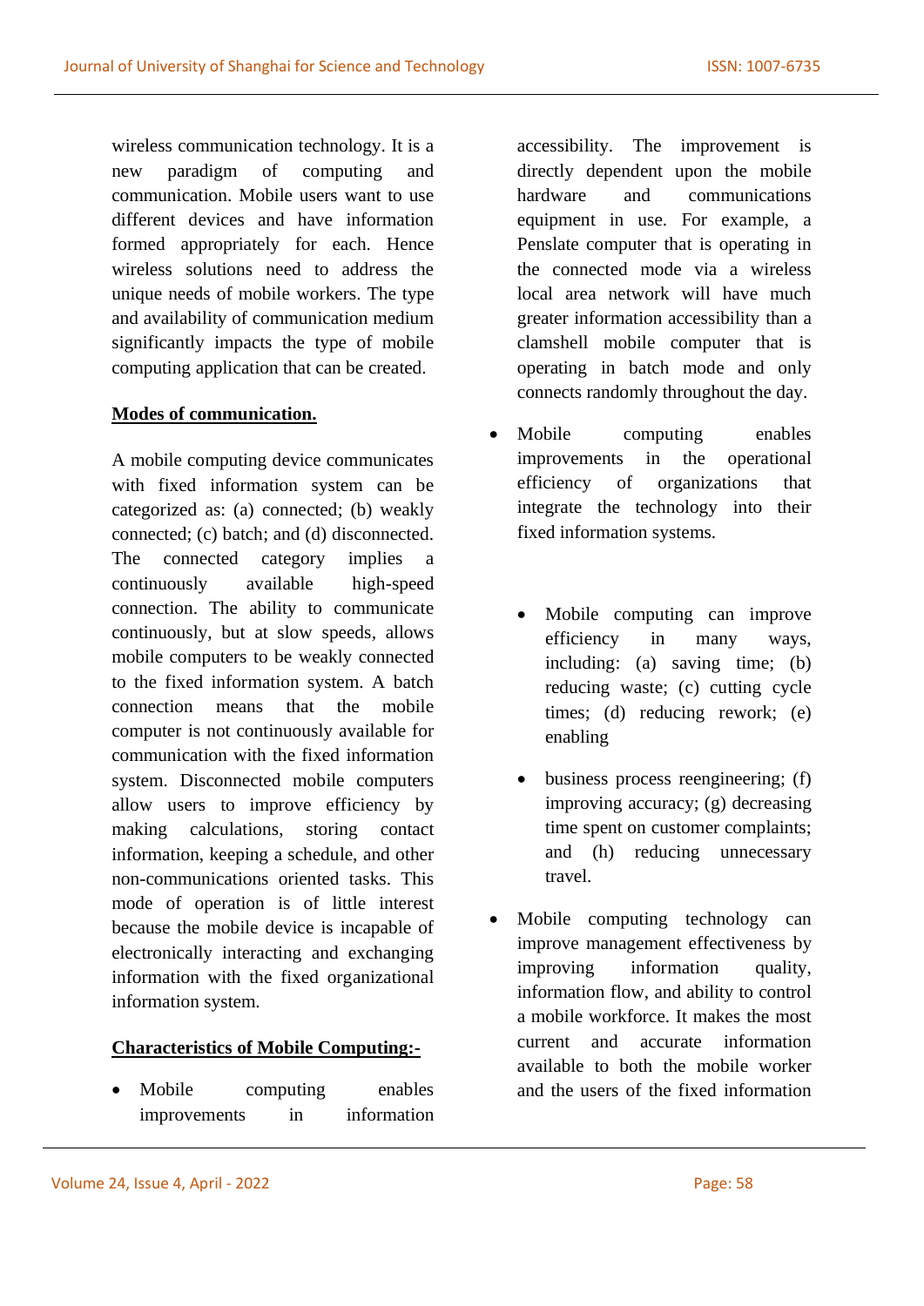wireless communication technology. It is a new paradigm of computing and communication. Mobile users want to use different devices and have information formed appropriately for each. Hence wireless solutions need to address the unique needs of mobile workers. The type and availability of communication medium significantly impacts the type of mobile computing application that can be created.

**Modes of communication.**

A mobile computing device communicates with fixed information system can be categorized as: (a) connected; (b) weakly connected; (c) batch; and (d) disconnected. The connected category implies a continuously available high-speed connection. The ability to communicate continuously, but at slow speeds, allows mobile computers to be weakly connected to the fixed information system. A batch connection means that the mobile computer is not continuously available for communication with the fixed information system. Disconnected mobile computers allow users to improve efficiency by making calculations, storing contact information, keeping a schedule, and other non-communications oriented tasks. This mode of operation is of little interest because the mobile device is incapable of electronically interacting and exchanging information with the fixed organizational information system.

**Characteristics of Mobile Computing:-**

- Mobile computing enables improvements in information accessibility. The improvement is directly dependent upon the mobile hardware and communications equipment in use. For example, a Penslate computer that is operating in the connected mode via a wireless local area network will have much greater information accessibility than a clamshell mobile computer that is operating in batch mode and only connects randomly throughout the day.
- Mobile computing enables improvements in the operational efficiency of organizations that integrate the technology into their fixed information systems.
    - Mobile computing can improve efficiency in many ways, including: (a) saving time; (b) reducing waste; (c) cutting cycle times; (d) reducing rework; (e) enabling
    - business process reengineering; (f) improving accuracy; (g) decreasing time spent on customer complaints; and (h) reducing unnecessary travel.
- Mobile computing technology can improve management effectiveness by improving information quality, information flow, and ability to control a mobile workforce. It makes the most current and accurate information available to both the mobile worker and the users of the fixed information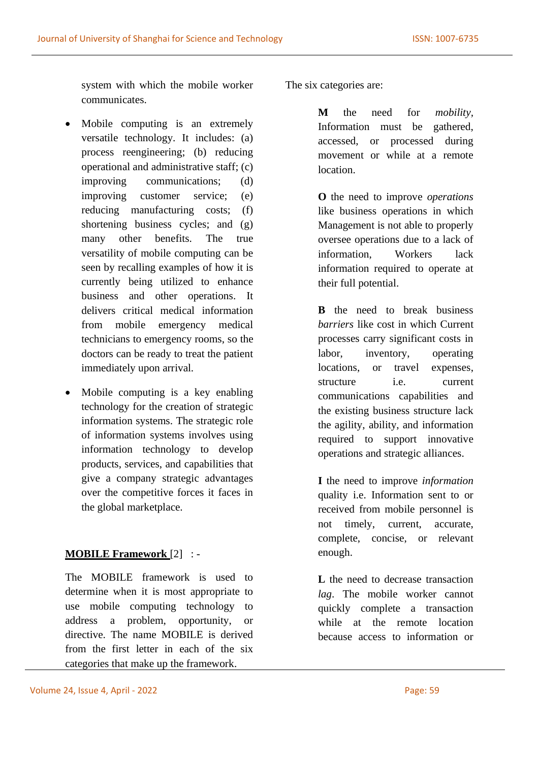system with which the mobile worker communicates.

- Mobile computing is an extremely versatile technology. It includes: (a) process reengineering; (b) reducing operational and administrative staff; (c) improving communications; (d) improving customer service; (e) reducing manufacturing costs; (f) shortening business cycles; and (g) many other benefits. The true versatility of mobile computing can be seen by recalling examples of how it is currently being utilized to enhance business and other operations. It delivers critical medical information from mobile emergency medical technicians to emergency rooms, so the doctors can be ready to treat the patient immediately upon arrival.

- Mobile computing is a key enabling technology for the creation of strategic information systems. The strategic role of information systems involves using information technology to develop products, services, and capabilities that give a company strategic advantages over the competitive forces it faces in the global marketplace.

**MOBILE Framework** [2] : -

The MOBILE framework is used to determine when it is most appropriate to use mobile computing technology to address a problem, opportunity, or directive. The name MOBILE is derived from the first letter in each of the six categories that make up the framework.

The six categories are:

**M** the need for *mobility*, Information must be gathered, accessed, or processed during movement or while at a remote location.

**O** the need to improve *operations* like business operations in which Management is not able to properly oversee operations due to a lack of information, Workers lack information required to operate at their full potential.

**B** the need to break business *barriers* like cost in which Current processes carry significant costs in labor, inventory, operating locations, or travel expenses, structure i.e. current communications capabilities and the existing business structure lack the agility, ability, and information required to support innovative operations and strategic alliances.

**I** the need to improve *information* quality i.e. Information sent to or received from mobile personnel is not timely, current, accurate, complete, concise, or relevant enough.

**L** the need to decrease transaction *lag*. The mobile worker cannot quickly complete a transaction while at the remote location because access to information or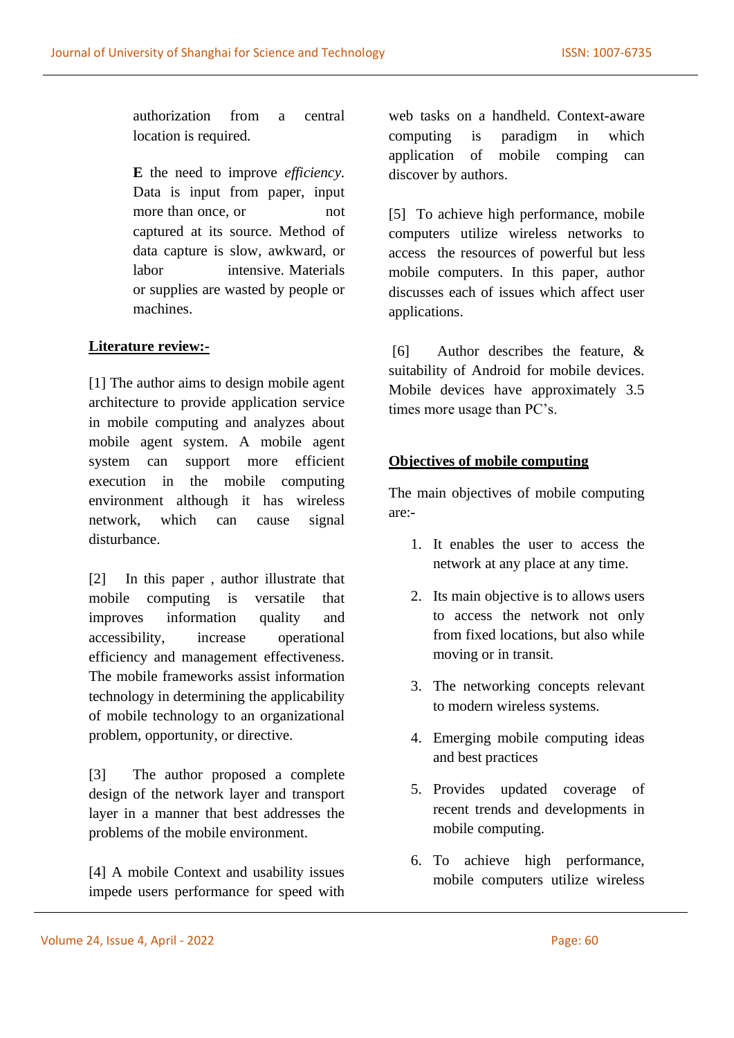authorization from a central location is required.

**E** the need to improve *efficiency.* Data is input from paper, input more than once, or not captured at its source. Method of data capture is slow, awkward, or labor intensive. Materials or supplies are wasted by people or machines.

**Literature review:-**

[1] The author aims to design mobile agent architecture to provide application service in mobile computing and analyzes about mobile agent system. A mobile agent system can support more efficient execution in the mobile computing environment although it has wireless network, which can cause signal disturbance.

[2] In this paper , author illustrate that mobile computing is versatile that improves information quality and accessibility, increase operational efficiency and management effectiveness. The mobile frameworks assist information technology in determining the applicability of mobile technology to an organizational problem, opportunity, or directive.

[3] The author proposed a complete design of the network layer and transport layer in a manner that best addresses the problems of the mobile environment.

[4] A mobile Context and usability issues impede users performance for speed with web tasks on a handheld. Context-aware computing is paradigm in which application of mobile comping can discover by authors.

[5] To achieve high performance, mobile computers utilize wireless networks to access the resources of powerful but less mobile computers. In this paper, author discusses each of issues which affect user applications.

[6] Author describes the feature, & suitability of Android for mobile devices. Mobile devices have approximately 3.5 times more usage than PC's.

**Objectives of mobile computing**

The main objectives of mobile computing are:-

1. It enables the user to access the network at any place at any time.
2. Its main objective is to allows users to access the network not only from fixed locations, but also while moving or in transit.
3. The networking concepts relevant to modern wireless systems.
4. Emerging mobile computing ideas and best practices
5. Provides updated coverage of recent trends and developments in mobile computing.
6. To achieve high performance, mobile computers utilize wireless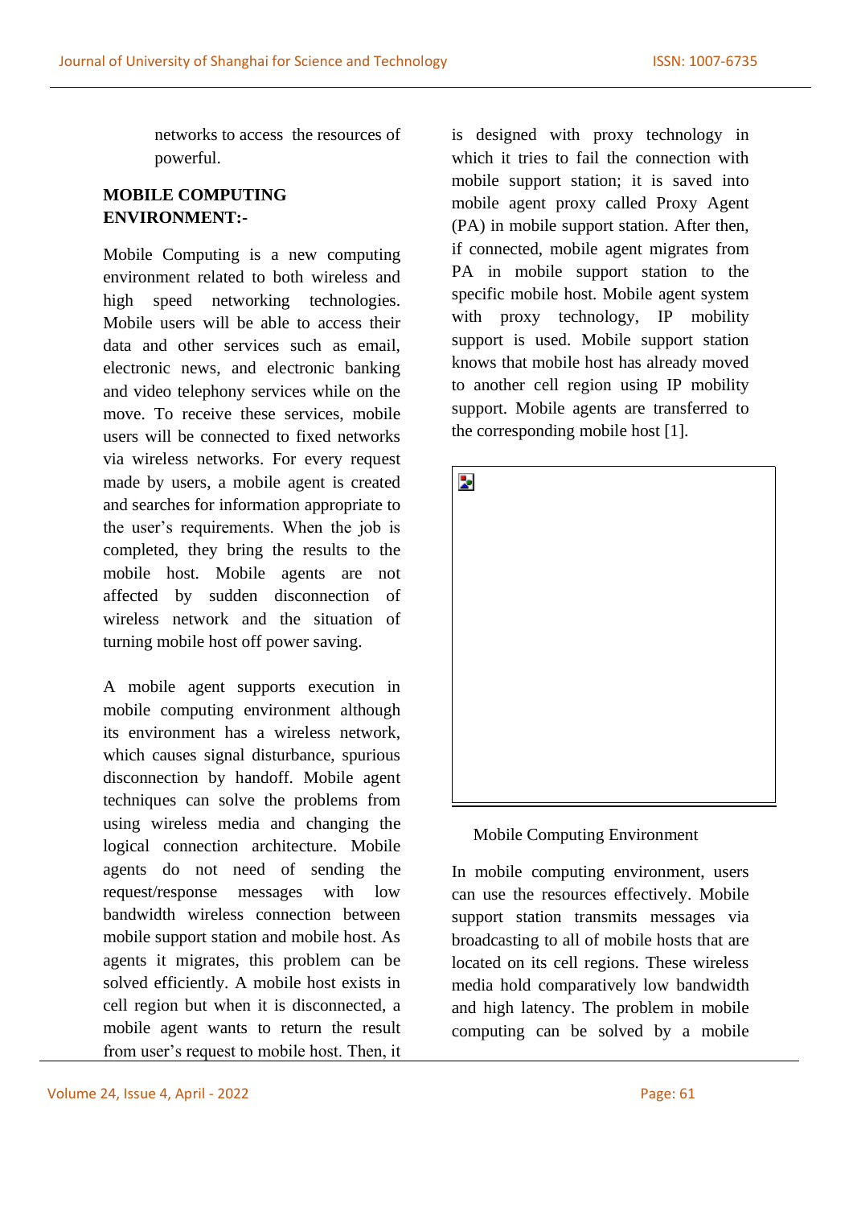networks to access the resources of powerful.

**MOBILE COMPUTING ENVIRONMENT:-**

Mobile Computing is a new computing environment related to both wireless and high speed networking technologies. Mobile users will be able to access their data and other services such as email, electronic news, and electronic banking and video telephony services while on the move. To receive these services, mobile users will be connected to fixed networks via wireless networks. For every request made by users, a mobile agent is created and searches for information appropriate to the user's requirements. When the job is completed, they bring the results to the mobile host. Mobile agents are not affected by sudden disconnection of wireless network and the situation of turning mobile host off power saving.

A mobile agent supports execution in mobile computing environment although its environment has a wireless network, which causes signal disturbance, spurious disconnection by handoff. Mobile agent techniques can solve the problems from using wireless media and changing the logical connection architecture. Mobile agents do not need of sending the request/response messages with low bandwidth wireless connection between mobile support station and mobile host. As agents it migrates, this problem can be solved efficiently. A mobile host exists in cell region but when it is disconnected, a mobile agent wants to return the result from user's request to mobile host. Then, it is designed with proxy technology in which it tries to fail the connection with mobile support station; it is saved into mobile agent proxy called Proxy Agent (PA) in mobile support station. After then, if connected, mobile agent migrates from PA in mobile support station to the specific mobile host. Mobile agent system with proxy technology, IP mobility support is used. Mobile support station knows that mobile host has already moved to another cell region using IP mobility support. Mobile agents are transferred to the corresponding mobile host [1].

Mobile Computing Environment

In mobile computing environment, users can use the resources effectively. Mobile support station transmits messages via broadcasting to all of mobile hosts that are located on its cell regions. These wireless media hold comparatively low bandwidth and high latency. The problem in mobile computing can be solved by a mobile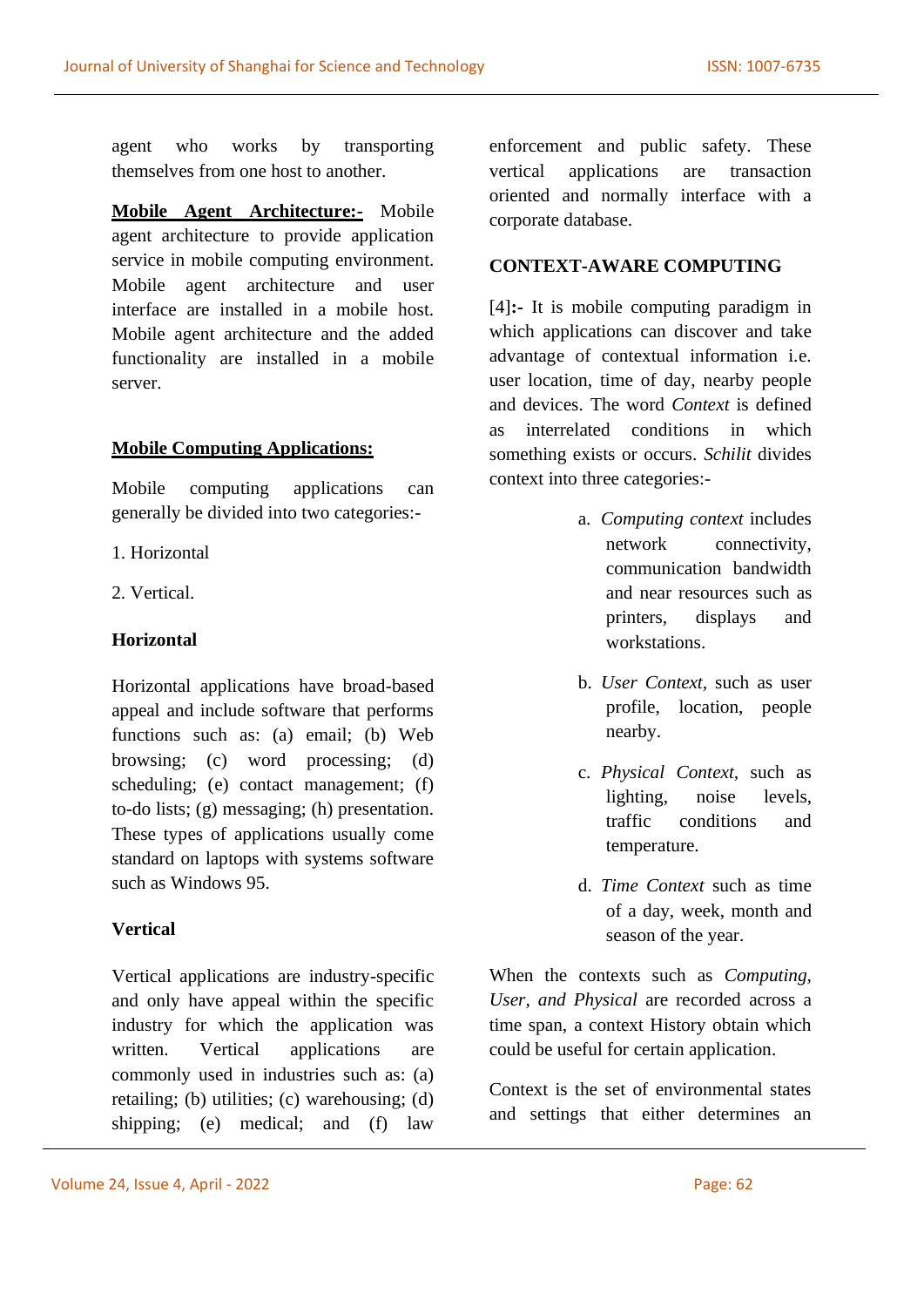agent who works by transporting themselves from one host to another.

**Mobile Agent Architecture:-** Mobile agent architecture to provide application service in mobile computing environment. Mobile agent architecture and user interface are installed in a mobile host. Mobile agent architecture and the added functionality are installed in a mobile server.

## Mobile Computing Applications:

Mobile computing applications can generally be divided into two categories:-

1. Horizontal

2. Vertical.

### Horizontal

Horizontal applications have broad-based appeal and include software that performs functions such as: (a) email; (b) Web browsing; (c) word processing; (d) scheduling; (e) contact management; (f) to-do lists; (g) messaging; (h) presentation. These types of applications usually come standard on laptops with systems software such as Windows 95.

### Vertical

Vertical applications are industry-specific and only have appeal within the specific industry for which the application was written. Vertical applications are commonly used in industries such as: (a) retailing; (b) utilities; (c) warehousing; (d) shipping; (e) medical; and (f) law enforcement and public safety. These vertical applications are transaction oriented and normally interface with a corporate database.

## CONTEXT-AWARE COMPUTING

[4]**:-** It is mobile computing paradigm in which applications can discover and take advantage of contextual information i.e. user location, time of day, nearby people and devices. The word *Context* is defined as interrelated conditions in which something exists or occurs. *Schilit* divides context into three categories:-

a. *Computing context* includes network connectivity, communication bandwidth and near resources such as printers, displays and workstations.

b. *User Context*, such as user profile, location, people nearby.

c. *Physical Context*, such as lighting, noise levels, traffic conditions and temperature.

d. *Time Context* such as time of a day, week, month and season of the year.

When the contexts such as *Computing, User, and Physical* are recorded across a time span, a context History obtain which could be useful for certain application.

Context is the set of environmental states and settings that either determines an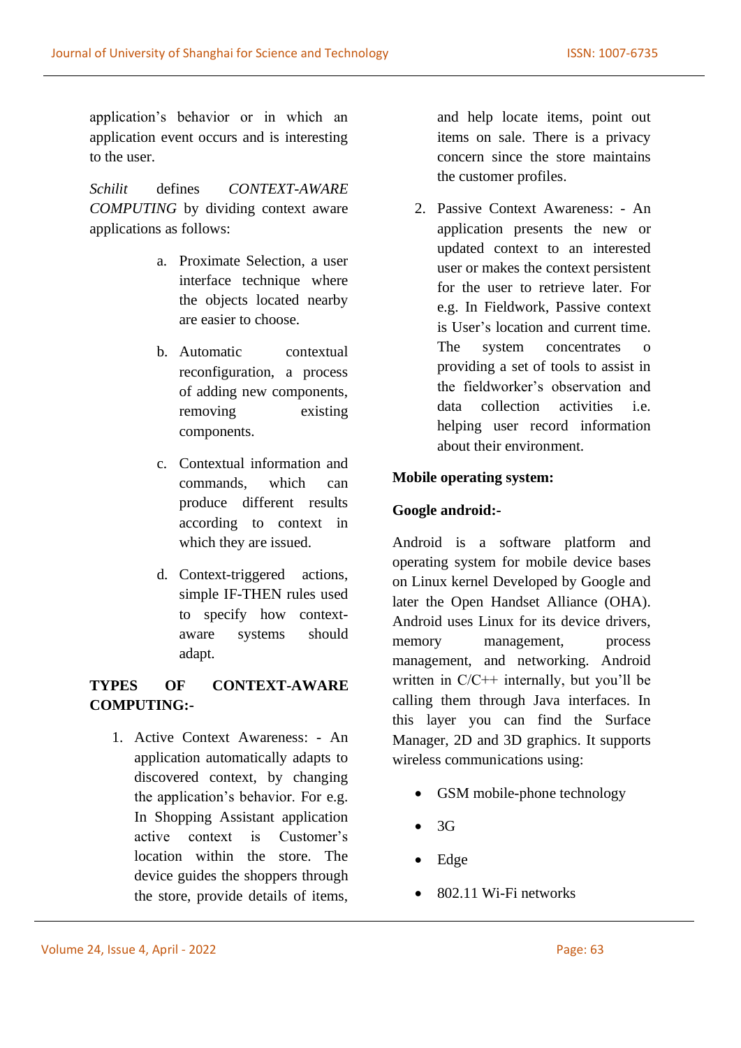application's behavior or in which an application event occurs and is interesting to the user.

*Schilit* defines *CONTEXT-AWARE COMPUTING* by dividing context aware applications as follows:

a. Proximate Selection, a user interface technique where the objects located nearby are easier to choose.

b. Automatic contextual reconfiguration, a process of adding new components, removing existing components.

c. Contextual information and commands, which can produce different results according to context in which they are issued.

d. Context-triggered actions, simple IF-THEN rules used to specify how context-aware systems should adapt.

**TYPES OF CONTEXT-AWARE COMPUTING:-**

1. Active Context Awareness: - An application automatically adapts to discovered context, by changing the application's behavior. For e.g. In Shopping Assistant application active context is Customer's location within the store. The device guides the shoppers through the store, provide details of items, and help locate items, point out items on sale. There is a privacy concern since the store maintains the customer profiles.

2. Passive Context Awareness: - An application presents the new or updated context to an interested user or makes the context persistent for the user to retrieve later. For e.g. In Fieldwork, Passive context is User's location and current time. The system concentrates o providing a set of tools to assist in the fieldworker's observation and data collection activities i.e. helping user record information about their environment.

**Mobile operating system:**

**Google android:-**

Android is a software platform and operating system for mobile device bases on Linux kernel Developed by Google and later the Open Handset Alliance (OHA). Android uses Linux for its device drivers, memory management, process management, and networking. Android written in C/C++ internally, but you'll be calling them through Java interfaces. In this layer you can find the Surface Manager, 2D and 3D graphics. It supports wireless communications using:

- GSM mobile-phone technology
- 3G
- Edge
- 802.11 Wi-Fi networks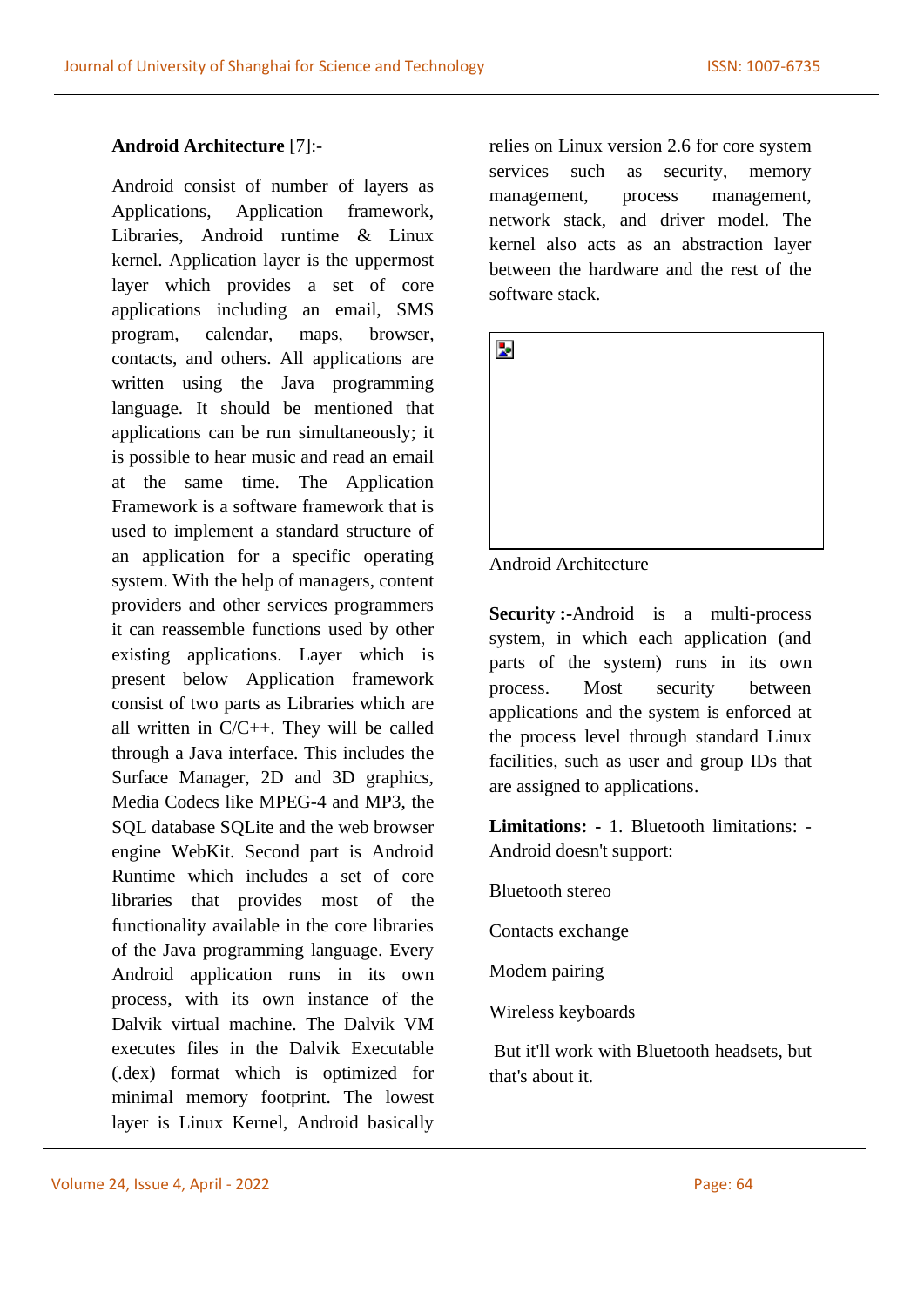**Android Architecture** [7]:-

Android consist of number of layers as Applications, Application framework, Libraries, Android runtime & Linux kernel. Application layer is the uppermost layer which provides a set of core applications including an email, SMS program, calendar, maps, browser, contacts, and others. All applications are written using the Java programming language. It should be mentioned that applications can be run simultaneously; it is possible to hear music and read an email at the same time. The Application Framework is a software framework that is used to implement a standard structure of an application for a specific operating system. With the help of managers, content providers and other services programmers it can reassemble functions used by other existing applications. Layer which is present below Application framework consist of two parts as Libraries which are all written in C/C++. They will be called through a Java interface. This includes the Surface Manager, 2D and 3D graphics, Media Codecs like MPEG-4 and MP3, the SQL database SQLite and the web browser engine WebKit. Second part is Android Runtime which includes a set of core libraries that provides most of the functionality available in the core libraries of the Java programming language. Every Android application runs in its own process, with its own instance of the Dalvik virtual machine. The Dalvik VM executes files in the Dalvik Executable (.dex) format which is optimized for minimal memory footprint. The lowest layer is Linux Kernel, Android basically relies on Linux version 2.6 for core system services such as security, memory management, process management, network stack, and driver model. The kernel also acts as an abstraction layer between the hardware and the rest of the software stack.

Android Architecture

**Security :-**Android is a multi-process system, in which each application (and parts of the system) runs in its own process. Most security between applications and the system is enforced at the process level through standard Linux facilities, such as user and group IDs that are assigned to applications.

**Limitations: -** 1. Bluetooth limitations: - Android doesn't support:

Bluetooth stereo

Contacts exchange

Modem pairing

Wireless keyboards

But it'll work with Bluetooth headsets, but that's about it.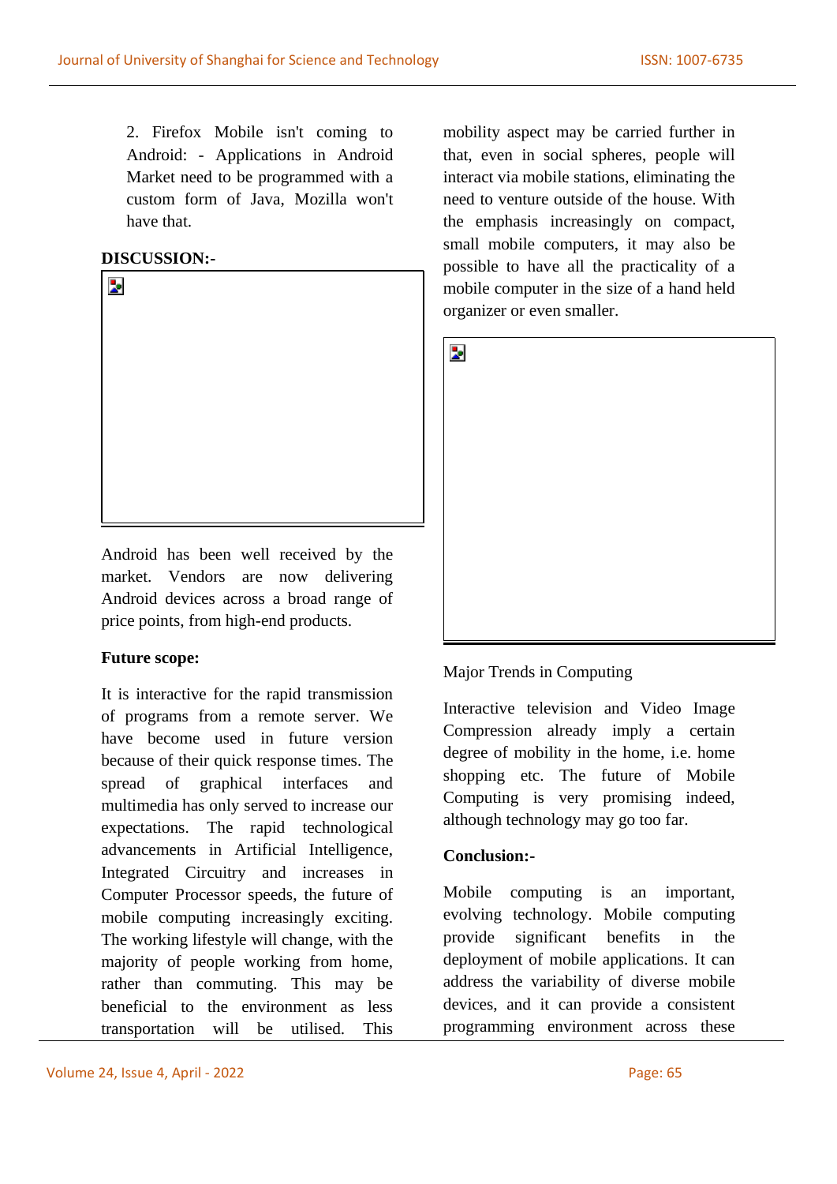2. Firefox Mobile isn't coming to Android: - Applications in Android Market need to be programmed with a custom form of Java, Mozilla won't have that.

**DISCUSSION:-**

Android has been well received by the market. Vendors are now delivering Android devices across a broad range of price points, from high-end products.

**Future scope:**

It is interactive for the rapid transmission of programs from a remote server. We have become used in future version because of their quick response times. The spread of graphical interfaces and multimedia has only served to increase our expectations. The rapid technological advancements in Artificial Intelligence, Integrated Circuitry and increases in Computer Processor speeds, the future of mobile computing increasingly exciting. The working lifestyle will change, with the majority of people working from home, rather than commuting. This may be beneficial to the environment as less transportation will be utilised. This mobility aspect may be carried further in that, even in social spheres, people will interact via mobile stations, eliminating the need to venture outside of the house. With the emphasis increasingly on compact, small mobile computers, it may also be possible to have all the practicality of a mobile computer in the size of a hand held organizer or even smaller.

Major Trends in Computing

Interactive television and Video Image Compression already imply a certain degree of mobility in the home, i.e. home shopping etc. The future of Mobile Computing is very promising indeed, although technology may go too far.

**Conclusion:-**

Mobile computing is an important, evolving technology. Mobile computing provide significant benefits in the deployment of mobile applications. It can address the variability of diverse mobile devices, and it can provide a consistent programming environment across these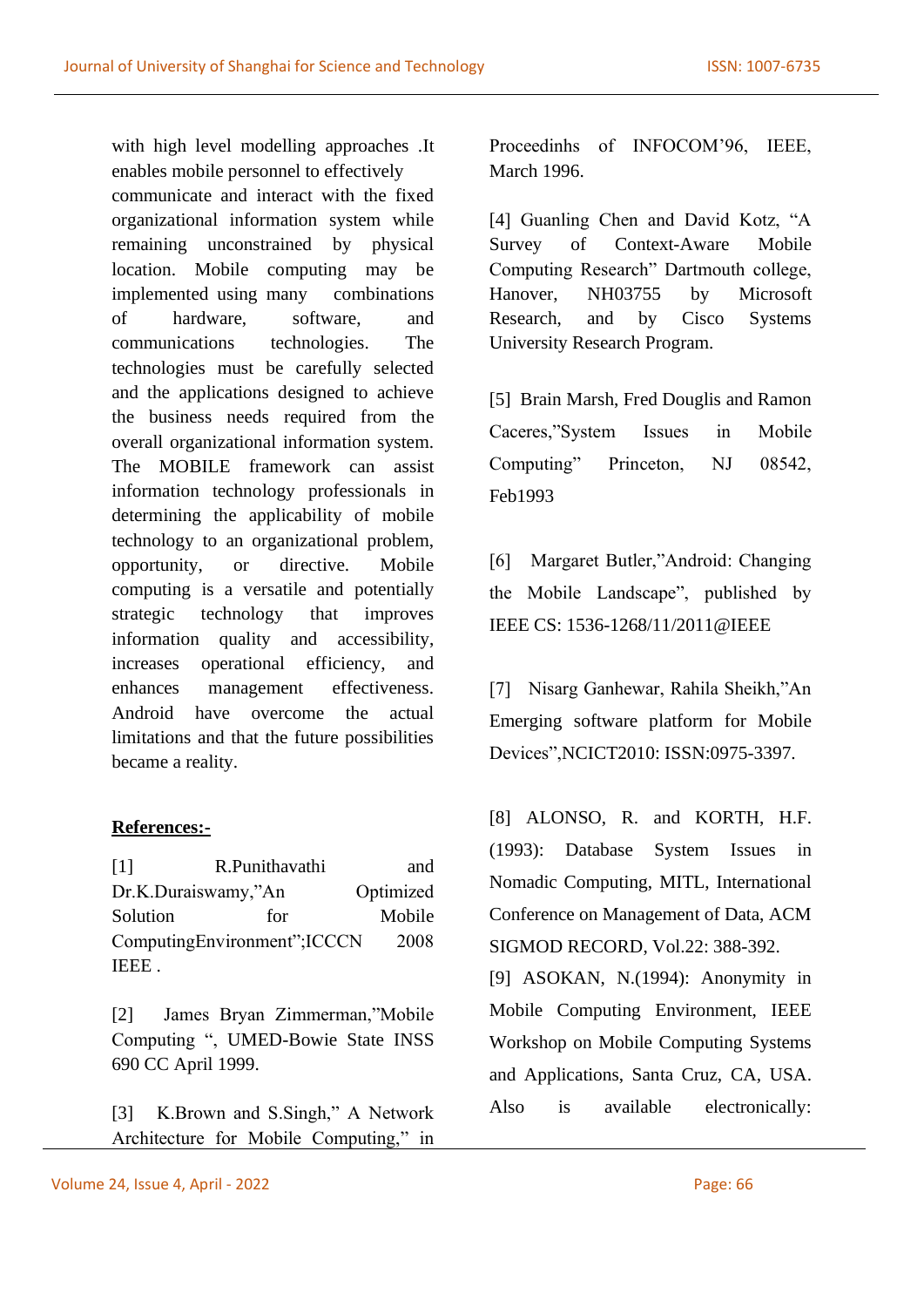with high level modelling approaches .It enables mobile personnel to effectively communicate and interact with the fixed organizational information system while remaining unconstrained by physical location. Mobile computing may be implemented using many combinations of hardware, software, and communications technologies. The technologies must be carefully selected and the applications designed to achieve the business needs required from the overall organizational information system. The MOBILE framework can assist information technology professionals in determining the applicability of mobile technology to an organizational problem, opportunity, or directive. Mobile computing is a versatile and potentially strategic technology that improves information quality and accessibility, increases operational efficiency, and enhances management effectiveness. Android have overcome the actual limitations and that the future possibilities became a reality.

**References:-**

[1] R.Punithavathi and Dr.K.Duraiswamy,"An Optimized Solution for Mobile ComputingEnvironment";ICCCN 2008 IEEE .

[2] James Bryan Zimmerman,"Mobile Computing ", UMED-Bowie State INSS 690 CC April 1999.

[3] K.Brown and S.Singh," A Network Architecture for Mobile Computing," in Proceedinhs of INFOCOM'96, IEEE, March 1996.

[4] Guanling Chen and David Kotz, "A Survey of Context-Aware Mobile Computing Research" Dartmouth college, Hanover, NH03755 by Microsoft Research, and by Cisco Systems University Research Program.

[5] Brain Marsh, Fred Douglis and Ramon Caceres,"System Issues in Mobile Computing" Princeton, NJ 08542, Feb1993

[6] Margaret Butler,"Android: Changing the Mobile Landscape", published by IEEE CS: 1536-1268/11/2011@IEEE

[7] Nisarg Ganhewar, Rahila Sheikh,"An Emerging software platform for Mobile Devices",NCICT2010: ISSN:0975-3397.

[8] ALONSO, R. and KORTH, H.F. (1993): Database System Issues in Nomadic Computing, MITL, International Conference on Management of Data, ACM SIGMOD RECORD, Vol.22: 388-392.

[9] ASOKAN, N.(1994): Anonymity in Mobile Computing Environment, IEEE Workshop on Mobile Computing Systems and Applications, Santa Cruz, CA, USA. Also is available electronically: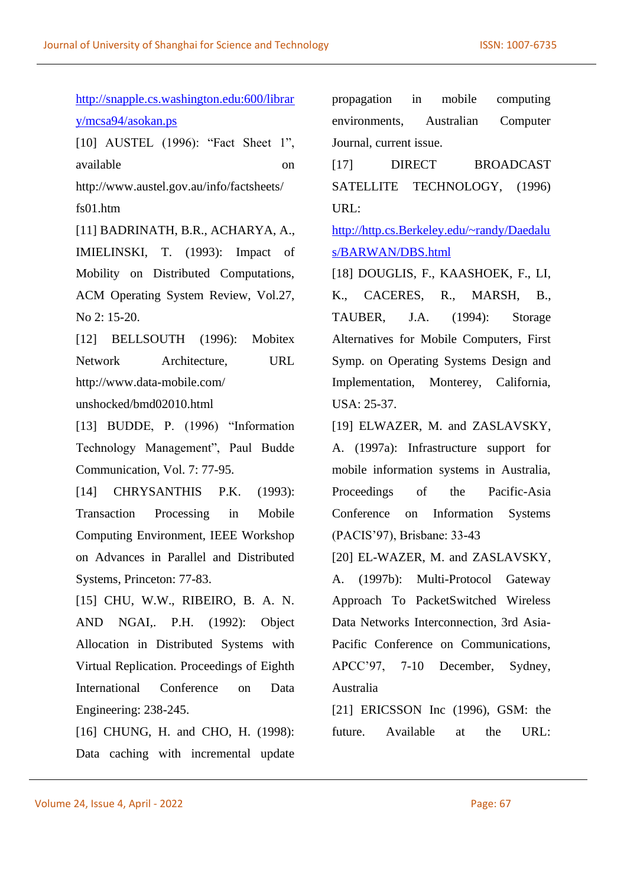http://snapple.cs.washington.edu:600/library/mcsa94/asokan.ps

[10] AUSTEL (1996): "Fact Sheet 1", available on http://www.austel.gov.au/info/factsheets/fs01.htm

[11] BADRINATH, B.R., ACHARYA, A., IMIELINSKI, T. (1993): Impact of Mobility on Distributed Computations, ACM Operating System Review, Vol.27, No 2: 15-20.

[12] BELLSOUTH (1996): Mobitex Network Architecture, URL http://www.data-mobile.com/unshocked/bmd02010.html

[13] BUDDE, P. (1996) "Information Technology Management", Paul Budde Communication, Vol. 7: 77-95.

[14] CHRYSANTHIS P.K. (1993): Transaction Processing in Mobile Computing Environment, IEEE Workshop on Advances in Parallel and Distributed Systems, Princeton: 77-83.

[15] CHU, W.W., RIBEIRO, B. A. N. AND NGAI,. P.H. (1992): Object Allocation in Distributed Systems with Virtual Replication. Proceedings of Eighth International Conference on Data Engineering: 238-245.

[16] CHUNG, H. and CHO, H. (1998): Data caching with incremental update propagation in mobile computing environments, Australian Computer Journal, current issue.

[17] DIRECT BROADCAST SATELLITE TECHNOLOGY, (1996) URL: http://http.cs.Berkeley.edu/~randy/Daedalus/BARWAN/DBS.html

[18] DOUGLIS, F., KAASHOEK, F., LI, K., CACERES, R., MARSH, B., TAUBER, J.A. (1994): Storage Alternatives for Mobile Computers, First Symp. on Operating Systems Design and Implementation, Monterey, California, USA: 25-37.

[19] ELWAZER, M. and ZASLAVSKY, A. (1997a): Infrastructure support for mobile information systems in Australia, Proceedings of the Pacific-Asia Conference on Information Systems (PACIS'97), Brisbane: 33-43

[20] EL-WAZER, M. and ZASLAVSKY, A. (1997b): Multi-Protocol Gateway Approach To PacketSwitched Wireless Data Networks Interconnection, 3rd Asia-Pacific Conference on Communications, APCC'97, 7-10 December, Sydney, Australia

[21] ERICSSON Inc (1996), GSM: the future. Available at the URL: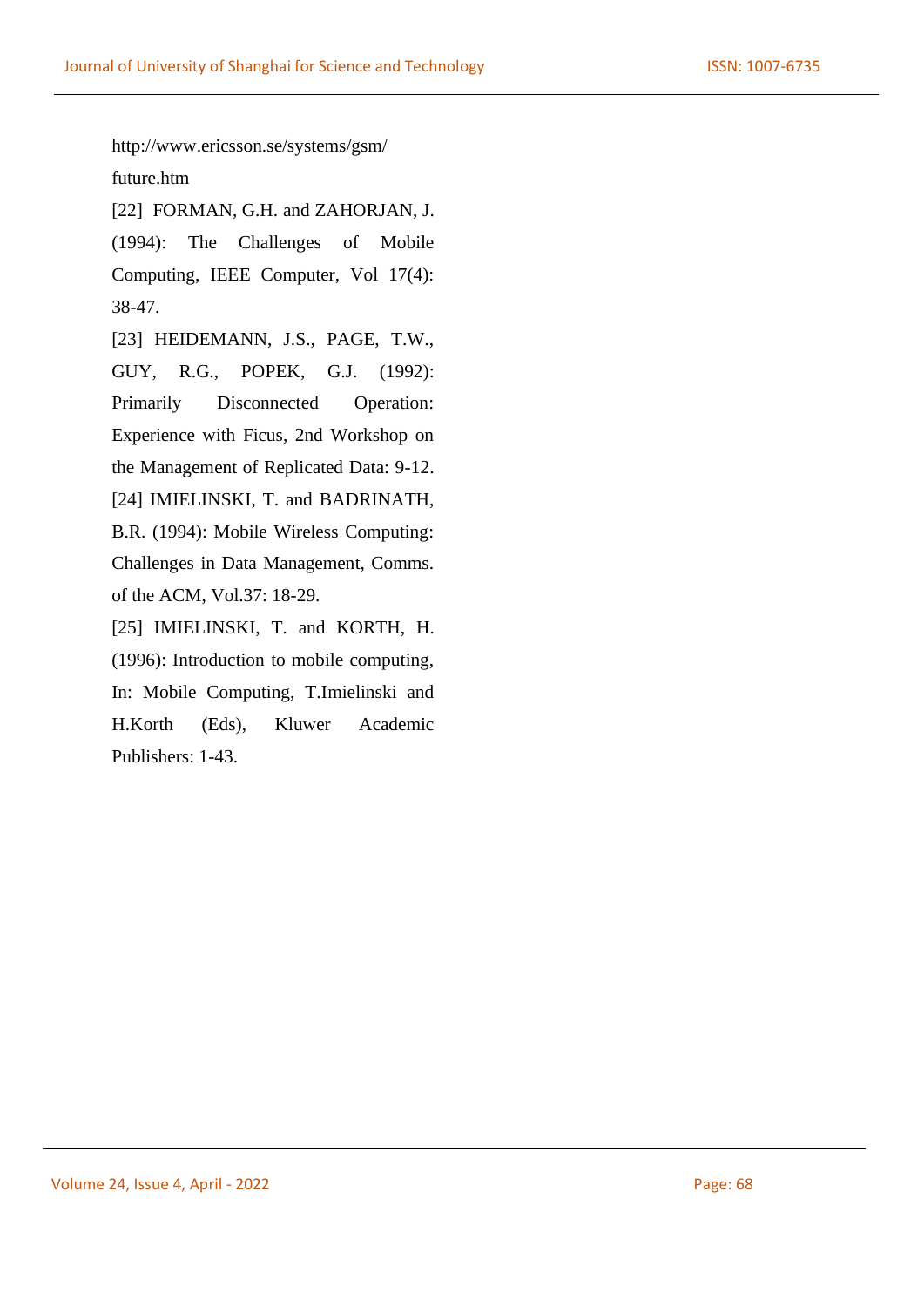http://www.ericsson.se/systems/gsm/future.htm

[22] FORMAN, G.H. and ZAHORJAN, J. (1994): The Challenges of Mobile Computing, IEEE Computer, Vol 17(4): 38-47.

[23] HEIDEMANN, J.S., PAGE, T.W., GUY, R.G., POPEK, G.J. (1992): Primarily Disconnected Operation: Experience with Ficus, 2nd Workshop on the Management of Replicated Data: 9-12.

[24] IMIELINSKI, T. and BADRINATH, B.R. (1994): Mobile Wireless Computing: Challenges in Data Management, Comms. of the ACM, Vol.37: 18-29.

[25] IMIELINSKI, T. and KORTH, H. (1996): Introduction to mobile computing, In: Mobile Computing, T.Imielinski and H.Korth (Eds), Kluwer Academic Publishers: 1-43.